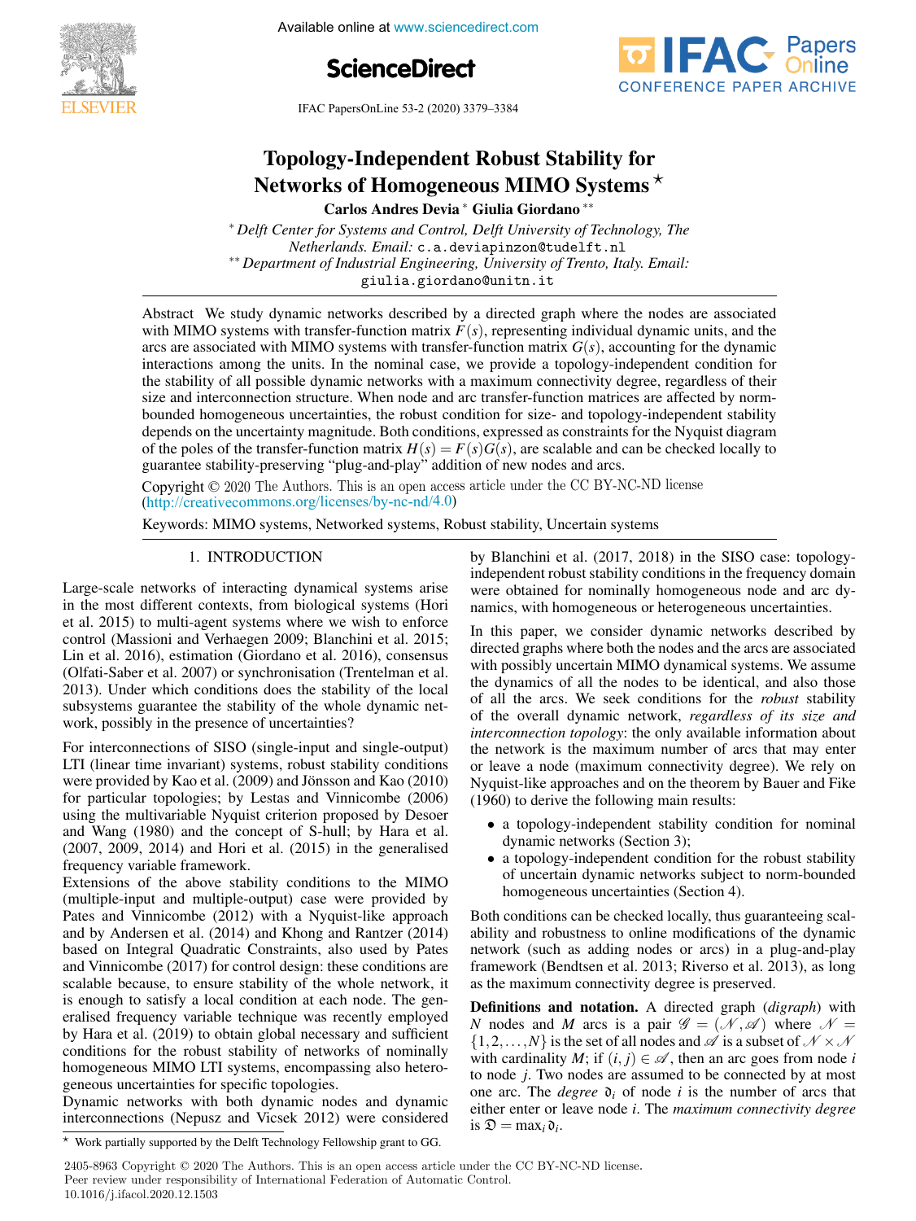# Topology-Independent Robust Stability for Networks of Homogeneous MIMO Systems ⋆

**Carlos Andres Devia** * **Giulia Giordano** **

\* *Delft Center for Systems and Control, Delft University of Technology, The Netherlands. Email:* c.a.deviapinzon@tudelft.nl

\*\* *Department of Industrial Engineering, University of Trento, Italy. Email:* giulia.giordano@unitn.it

**Abstract** We study dynamic networks described by a directed graph where the nodes are associated with MIMO systems with transfer-function matrix $F(s)$, representing individual dynamic units, and the arcs are associated with MIMO systems with transfer-function matrix $G(s)$, accounting for the dynamic interactions among the units. In the nominal case, we provide a topology-independent condition for the stability of all possible dynamic networks with a maximum connectivity degree, regardless of their size and interconnection structure. When node and arc transfer-function matrices are affected by norm-bounded homogeneous uncertainties, the robust condition for size- and topology-independent stability depends on the uncertainty magnitude. Both conditions, expressed as constraints for the Nyquist diagram of the poles of the transfer-function matrix $H(s) = F(s)G(s)$, are scalable and can be checked locally to guarantee stability-preserving "plug-and-play" addition of new nodes and arcs.

Copyright © 2020 The Authors. This is an open access article under the CC BY-NC-ND license (http://creativecommons.org/licenses/by-nc-nd/4.0)

Keywords: MIMO systems, Networked systems, Robust stability, Uncertain systems

## 1. INTRODUCTION

Large-scale networks of interacting dynamical systems arise in the most different contexts, from biological systems (Hori et al. 2015) to multi-agent systems where we wish to enforce control (Massioni and Verhaegen 2009; Blanchini et al. 2015; Lin et al. 2016), estimation (Giordano et al. 2016), consensus (Olfati-Saber et al. 2007) or synchronisation (Trentelman et al. 2013). Under which conditions does the stability of the local subsystems guarantee the stability of the whole dynamic network, possibly in the presence of uncertainties?

For interconnections of SISO (single-input and single-output) LTI (linear time invariant) systems, robust stability conditions were provided by Kao et al. (2009) and Jönsson and Kao (2010) for particular topologies; by Lestas and Vinnicombe (2006) using the multivariable Nyquist criterion proposed by Desoer and Wang (1980) and the concept of S-hull; by Hara et al. (2007, 2009, 2014) and Hori et al. (2015) in the generalised frequency variable framework.

Extensions of the above stability conditions to the MIMO (multiple-input and multiple-output) case were provided by Pates and Vinnicombe (2012) with a Nyquist-like approach and by Andersen et al. (2014) and Khong and Rantzer (2014) based on Integral Quadratic Constraints, also used by Pates and Vinnicombe (2017) for control design: these conditions are scalable because, to ensure stability of the whole network, it is enough to satisfy a local condition at each node. The generalised frequency variable technique was recently employed by Hara et al. (2019) to obtain global necessary and sufficient conditions for the robust stability of networks of nominally homogeneous MIMO LTI systems, encompassing also heterogeneous uncertainties for specific topologies.

Dynamic networks with both dynamic nodes and dynamic interconnections (Nepusz and Vicsek 2012) were considered by Blanchini et al. (2017, 2018) in the SISO case: topology-independent robust stability conditions in the frequency domain were obtained for nominally homogeneous node and arc dynamics, with homogeneous or heterogeneous uncertainties.

In this paper, we consider dynamic networks described by directed graphs where both the nodes and the arcs are associated with possibly uncertain MIMO dynamical systems. We assume the dynamics of all the nodes to be identical, and also those of all the arcs. We seek conditions for the *robust* stability of the overall dynamic network, *regardless of its size and interconnection topology*: the only available information about the network is the maximum number of arcs that may enter or leave a node (maximum connectivity degree). We rely on Nyquist-like approaches and on the theorem by Bauer and Fike (1960) to derive the following main results:

- a topology-independent stability condition for nominal dynamic networks (Section 3);
- a topology-independent condition for the robust stability of uncertain dynamic networks subject to norm-bounded homogeneous uncertainties (Section 4).

Both conditions can be checked locally, thus guaranteeing scalability and robustness to online modifications of the dynamic network (such as adding nodes or arcs) in a plug-and-play framework (Bendtsen et al. 2013; Riverso et al. 2013), as long as the maximum connectivity degree is preserved.

**Definitions and notation.** A directed graph (*digraph*) with $N$ nodes and $M$ arcs is a pair $\mathscr{G} = (\mathscr{N}, \mathscr{A})$ where $\mathscr{N} = \{1, 2, \ldots, N\}$ is the set of all nodes and $\mathscr{A}$ is a subset of $\mathscr{N} \times \mathscr{N}$ with cardinality $M$; if $(i, j) \in \mathscr{A}$, then an arc goes from node $i$ to node $j$. Two nodes are assumed to be connected by at most one arc. The *degree* $\mathfrak{d}_i$ of node $i$ is the number of arcs that either enter or leave node $i$. The *maximum connectivity degree* is $\mathfrak{D} = \max_i \mathfrak{d}_i$.

⋆ Work partially supported by the Delft Technology Fellowship grant to GG.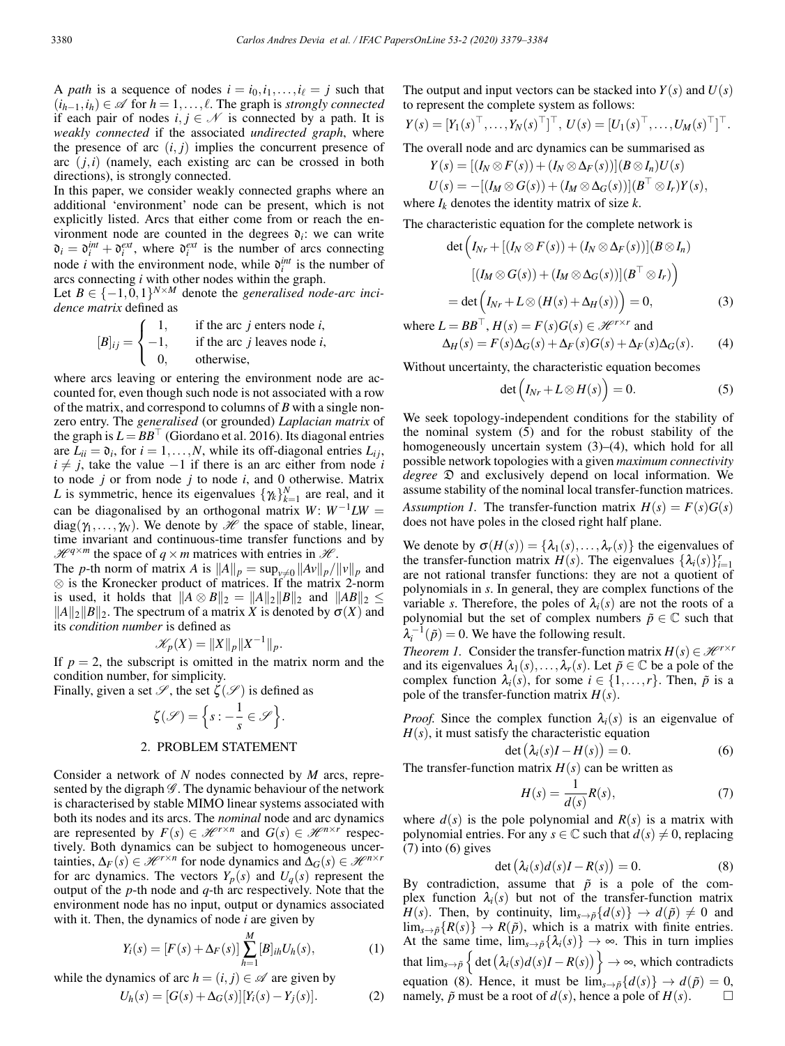A *path* is a sequence of nodes $i = i_0, i_1, \ldots, i_\ell = j$ such that $(i_{h-1}, i_h) \in \mathscr{A}$ for $h = 1, \ldots, \ell$. The graph is *strongly connected* if each pair of nodes $i, j \in \mathscr{N}$ is connected by a path. It is *weakly connected* if the associated *undirected graph*, where the presence of arc $(i, j)$ implies the concurrent presence of arc $(j, i)$ (namely, each existing arc can be crossed in both directions), is strongly connected.

In this paper, we consider weakly connected graphs where an additional 'environment' node can be present, which is not explicitly listed. Arcs that either come from or reach the environment node are counted in the degrees $\mathfrak{d}_i$: we can write $\mathfrak{d}_i = \mathfrak{d}_i^{int} + \mathfrak{d}_i^{ext}$, where $\mathfrak{d}_i^{ext}$ is the number of arcs connecting node $i$ with the environment node, while $\mathfrak{d}_i^{int}$ is the number of arcs connecting $i$ with other nodes within the graph.

Let $B \in \{-1, 0, 1\}^{N \times M}$ denote the *generalised node-arc incidence matrix* defined as

$$[B]_{ij} = \begin{cases} 1, & \text{if the arc } j \text{ enters node } i, \\ -1, & \text{if the arc } j \text{ leaves node } i, \\ 0, & \text{otherwise,} \end{cases}$$

where arcs leaving or entering the environment node are accounted for, even though such node is not associated with a row of the matrix, and correspond to columns of $B$ with a single non-zero entry. The *generalised* (or grounded) *Laplacian matrix* of the graph is $L = BB^\top$ (Giordano et al. 2016). Its diagonal entries are $L_{ii} = \mathfrak{d}_i$, for $i = 1, \ldots, N$, while its off-diagonal entries $L_{ij}$, $i \neq j$, take the value $-1$ if there is an arc either from node $i$ to node $j$ or from node $j$ to node $i$, and 0 otherwise. Matrix $L$ is symmetric, hence its eigenvalues $\{\gamma_k\}_{k=1}^N$ are real, and it can be diagonalised by an orthogonal matrix $W$: $W^{-1}LW = \text{diag}(\gamma_1, \ldots, \gamma_N)$. We denote by $\mathscr{H}$ the space of stable, linear, time invariant and continuous-time transfer functions and by $\mathscr{H}^{q \times m}$ the space of $q \times m$ matrices with entries in $\mathscr{H}$.

The $p$-th norm of matrix $A$ is $\|A\|_p = \sup_{v \neq 0} \|Av\|_p / \|v\|_p$ and $\otimes$ is the Kronecker product of matrices. If the matrix 2-norm is used, it holds that $\|A \otimes B\|_2 = \|A\|_2 \|B\|_2$ and $\|AB\|_2 \leq \|A\|_2 \|B\|_2$. The spectrum of a matrix $X$ is denoted by $\sigma(X)$ and its *condition number* is defined as

$$\mathscr{K}_p(X) = \|X\|_p \|X^{-1}\|_p.$$

If $p = 2$, the subscript is omitted in the matrix norm and the condition number, for simplicity.

Finally, given a set $\mathscr{S}$, the set $\zeta(\mathscr{S})$ is defined as

$$\zeta(\mathscr{S}) = \Big\{ s : -\frac{1}{s} \in \mathscr{S} \Big\}.$$

## 2. PROBLEM STATEMENT

Consider a network of $N$ nodes connected by $M$ arcs, represented by the digraph $\mathscr{G}$. The dynamic behaviour of the network is characterised by stable MIMO linear systems associated with both its nodes and its arcs. The *nominal* node and arc dynamics are represented by $F(s) \in \mathscr{H}^{r \times n}$ and $G(s) \in \mathscr{H}^{n \times r}$ respectively. Both dynamics can be subject to homogeneous uncertainties, $\Delta_F(s) \in \mathscr{H}^{r \times n}$ for node dynamics and $\Delta_G(s) \in \mathscr{H}^{n \times r}$ for arc dynamics. The vectors $Y_p(s)$ and $U_q(s)$ represent the output of the $p$-th node and $q$-th arc respectively. Note that the environment node has no input, output or dynamics associated with it. Then, the dynamics of node $i$ are given by

$$Y_i(s) = [F(s) + \Delta_F(s)] \sum_{h=1}^{M} [B]_{ih} U_h(s), \tag{1}$$

while the dynamics of arc $h = (i, j) \in \mathscr{A}$ are given by

$$U_h(s) = [G(s) + \Delta_G(s)][Y_i(s) - Y_j(s)]. \tag{2}$$

The output and input vectors can be stacked into $Y(s)$ and $U(s)$ to represent the complete system as follows:

$$Y(s) = [Y_1(s)^\top, \ldots, Y_N(s)^\top]^\top, \; U(s) = [U_1(s)^\top, \ldots, U_M(s)^\top]^\top.$$

The overall node and arc dynamics can be summarised as

$$Y(s) = [(I_N \otimes F(s)) + (I_N \otimes \Delta_F(s))](B \otimes I_n) U(s)$$
$$U(s) = -[(I_M \otimes G(s)) + (I_M \otimes \Delta_G(s))](B^\top \otimes I_r) Y(s),$$

where $I_k$ denotes the identity matrix of size $k$.

The characteristic equation for the complete network is

$$\begin{aligned} \det\Big( I_{Nr} &+ [(I_N \otimes F(s)) + (I_N \otimes \Delta_F(s))](B \otimes I_n) \\ &[(I_M \otimes G(s)) + (I_M \otimes \Delta_G(s))](B^\top \otimes I_r) \Big) \\ &= \det\Big( I_{Nr} + L \otimes (H(s) + \Delta_H(s)) \Big) = 0, \end{aligned} \tag{3}$$

where $L = BB^\top$, $H(s) = F(s)G(s) \in \mathscr{H}^{r \times r}$ and

$$\Delta_H(s) = F(s)\Delta_G(s) + \Delta_F(s)G(s) + \Delta_F(s)\Delta_G(s). \tag{4}$$

Without uncertainty, the characteristic equation becomes

$$\det\Big( I_{Nr} + L \otimes H(s) \Big) = 0. \tag{5}$$

We seek topology-independent conditions for the stability of the nominal system (5) and for the robust stability of the homogeneously uncertain system (3)–(4), which hold for all possible network topologies with a given *maximum connectivity degree* $\mathfrak{D}$ and exclusively depend on local information. We assume stability of the nominal local transfer-function matrices.

*Assumption 1.* The transfer-function matrix $H(s) = F(s)G(s)$ does not have poles in the closed right half plane.

We denote by $\sigma(H(s)) = \{\lambda_1(s), \ldots, \lambda_r(s)\}$ the eigenvalues of the transfer-function matrix $H(s)$. The eigenvalues $\{\lambda_i(s)\}_{i=1}^r$ are not rational transfer functions: they are not a quotient of polynomials in $s$. In general, they are complex functions of the variable $s$. Therefore, the poles of $\lambda_i(s)$ are not the roots of a polynomial but the set of complex numbers $\tilde{p} \in \mathbb{C}$ such that $\lambda_i^{-1}(\tilde{p}) = 0$. We have the following result.

*Theorem 1.* Consider the transfer-function matrix $H(s) \in \mathscr{H}^{r \times r}$ and its eigenvalues $\lambda_1(s), \ldots, \lambda_r(s)$. Let $\tilde{p} \in \mathbb{C}$ be a pole of the complex function $\lambda_i(s)$, for some $i \in \{1, \ldots, r\}$. Then, $\tilde{p}$ is a pole of the transfer-function matrix $H(s)$.

*Proof.* Since the complex function $\lambda_i(s)$ is an eigenvalue of $H(s)$, it must satisfy the characteristic equation

$$\det\big( \lambda_i(s) I - H(s) \big) = 0. \tag{6}$$

The transfer-function matrix $H(s)$ can be written as

$$H(s) = \frac{1}{d(s)} R(s), \tag{7}$$

where $d(s)$ is the pole polynomial and $R(s)$ is a matrix with polynomial entries. For any $s \in \mathbb{C}$ such that $d(s) \neq 0$, replacing (7) into (6) gives

$$\det\big( \lambda_i(s) d(s) I - R(s) \big) = 0. \tag{8}$$

By contradiction, assume that $\tilde{p}$ is a pole of the complex function $\lambda_i(s)$ but not of the transfer-function matrix $H(s)$. Then, by continuity, $\lim_{s \to \tilde{p}} \{d(s)\} \to d(\tilde{p}) \neq 0$ and $\lim_{s \to \tilde{p}} \{R(s)\} \to R(\tilde{p})$, which is a matrix with finite entries. At the same time, $\lim_{s \to \tilde{p}} \{\lambda_i(s)\} \to \infty$. This in turn implies that $\lim_{s \to \tilde{p}} \Big\{ \det\big( \lambda_i(s) d(s) I - R(s) \big) \Big\} \to \infty$, which contradicts equation (8). Hence, it must be $\lim_{s \to \tilde{p}} \{d(s)\} \to d(\tilde{p}) = 0$, namely, $\tilde{p}$ must be a root of $d(s)$, hence a pole of $H(s)$. $\square$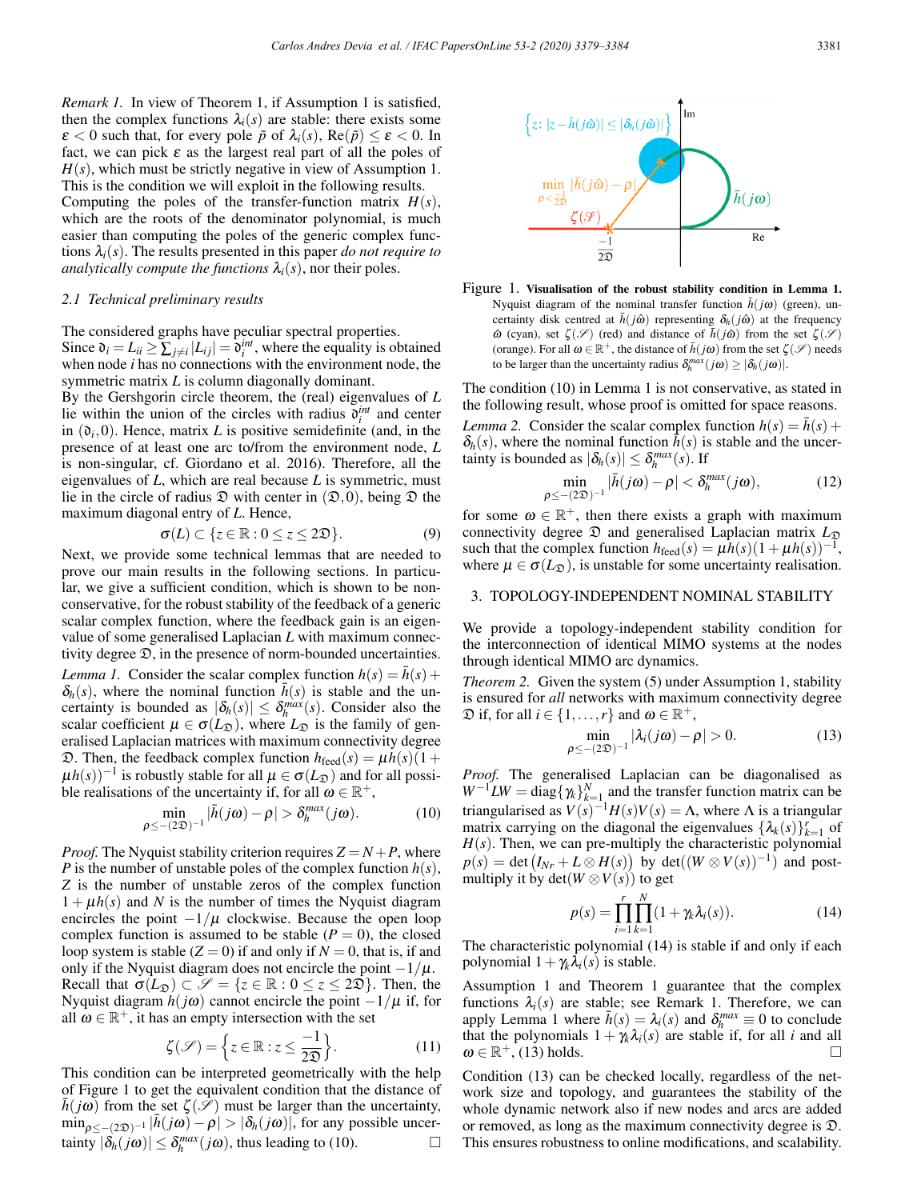*Remark 1.* In view of Theorem 1, if Assumption 1 is satisfied, then the complex functions $\lambda_i(s)$ are stable: there exists some $\varepsilon < 0$ such that, for every pole $\tilde{p}$ of $\lambda_i(s)$, $\mathrm{Re}(\tilde{p}) \leq \varepsilon < 0$. In fact, we can pick $\varepsilon$ as the largest real part of all the poles of $H(s)$, which must be strictly negative in view of Assumption 1. This is the condition we will exploit in the following results.

Computing the poles of the transfer-function matrix $H(s)$, which are the roots of the denominator polynomial, is much easier than computing the poles of the generic complex functions $\lambda_i(s)$. The results presented in this paper *do not require to analytically compute the functions* $\lambda_i(s)$, nor their poles.

### 2.1 Technical preliminary results

The considered graphs have peculiar spectral properties.

Since $\mathfrak{d}_i = L_{ii} \geq \sum_{j \neq i} |L_{ij}| = \mathfrak{d}_i^{int}$, where the equality is obtained when node $i$ has no connections with the environment node, the symmetric matrix $L$ is column diagonally dominant.

By the Gershgorin circle theorem, the (real) eigenvalues of $L$ lie within the union of the circles with radius $\mathfrak{d}_i^{int}$ and center in $(\mathfrak{d}_i, 0)$. Hence, matrix $L$ is positive semidefinite (and, in the presence of at least one arc to/from the environment node, $L$ is non-singular, cf. Giordano et al. 2016). Therefore, all the eigenvalues of $L$, which are real because $L$ is symmetric, must lie in the circle of radius $\mathfrak{D}$ with center in $(\mathfrak{D}, 0)$, being $\mathfrak{D}$ the maximum diagonal entry of $L$. Hence,

$$\sigma(L) \subset \{z \in \mathbb{R} : 0 \leq z \leq 2\mathfrak{D}\}. \tag{9}$$

Next, we provide some technical lemmas that are needed to prove our main results in the following sections. In particular, we give a sufficient condition, which is shown to be non-conservative, for the robust stability of the feedback of a generic scalar complex function, where the feedback gain is an eigenvalue of some generalised Laplacian $L$ with maximum connectivity degree $\mathfrak{D}$, in the presence of norm-bounded uncertainties.

*Lemma 1.* Consider the scalar complex function $h(s) = \bar{h}(s) + \delta_h(s)$, where the nominal function $\bar{h}(s)$ is stable and the uncertainty is bounded as $|\delta_h(s)| \leq \delta_h^{max}(s)$. Consider also the scalar coefficient $\mu \in \sigma(L_{\mathfrak{D}})$, where $L_{\mathfrak{D}}$ is the family of generalised Laplacian matrices with maximum connectivity degree $\mathfrak{D}$. Then, the feedback complex function $h_{\text{feed}}(s) = \mu h(s)(1 + \mu h(s))^{-1}$ is robustly stable for all $\mu \in \sigma(L_{\mathfrak{D}})$ and for all possible realisations of the uncertainty if, for all $\omega \in \mathbb{R}^+$,

$$\min_{\rho \leq -(2\mathfrak{D})^{-1}} |\bar{h}(j\omega) - \rho| > \delta_h^{max}(j\omega). \tag{10}$$

*Proof.* The Nyquist stability criterion requires $Z = N + P$, where $P$ is the number of unstable poles of the complex function $h(s)$, $Z$ is the number of unstable zeros of the complex function $1 + \mu h(s)$ and $N$ is the number of times the Nyquist diagram encircles the point $-1/\mu$ clockwise. Because the open loop complex function is assumed to be stable ($P = 0$), the closed loop system is stable ($Z = 0$) if and only if $N = 0$, that is, if and only if the Nyquist diagram does not encircle the point $-1/\mu$. Recall that $\sigma(L_{\mathfrak{D}}) \subset \mathscr{S} = \{z \in \mathbb{R} : 0 \leq z \leq 2\mathfrak{D}\}$. Then, the Nyquist diagram $h(j\omega)$ cannot encircle the point $-1/\mu$ if, for all $\omega \in \mathbb{R}^+$, it has an empty intersection with the set

$$\zeta(\mathscr{S}) = \left\{ z \in \mathbb{R} : z \leq \frac{-1}{2\mathfrak{D}} \right\}. \tag{11}$$

This condition can be interpreted geometrically with the help of Figure 1 to get the equivalent condition that the distance of $\bar{h}(j\omega)$ from the set $\zeta(\mathscr{S})$ must be larger than the uncertainty, $\min_{\rho \leq -(2\mathfrak{D})^{-1}} |\bar{h}(j\omega) - \rho| > |\delta_h(j\omega)|$, for any possible uncertainty $|\delta_h(j\omega)| \leq \delta_h^{max}(j\omega)$, thus leading to (10). $\square$

Figure 1. **Visualisation of the robust stability condition in Lemma 1.** Nyquist diagram of the nominal transfer function $\bar{h}(j\omega)$ (green), uncertainty disk centred at $\bar{h}(j\hat{\omega})$ representing $\delta_h(j\hat{\omega})$ at the frequency $\hat{\omega}$ (cyan), set $\zeta(\mathscr{S})$ (red) and distance of $\bar{h}(j\hat{\omega})$ from the set $\zeta(\mathscr{S})$ (orange). For all $\omega \in \mathbb{R}^+$, the distance of $\bar{h}(j\omega)$ from the set $\zeta(\mathscr{S})$ needs to be larger than the uncertainty radius $\delta_h^{max}(j\omega) \geq |\delta_h(j\omega)|$.

The condition (10) in Lemma 1 is not conservative, as stated in the following result, whose proof is omitted for space reasons.

*Lemma 2.* Consider the scalar complex function $h(s) = \bar{h}(s) + \delta_h(s)$, where the nominal function $\bar{h}(s)$ is stable and the uncertainty is bounded as $|\delta_h(s)| \leq \delta_h^{max}(s)$. If

$$\min_{\rho \leq -(2\mathfrak{D})^{-1}} |\bar{h}(j\omega) - \rho| < \delta_h^{max}(j\omega), \tag{12}$$

for some $\omega \in \mathbb{R}^+$, then there exists a graph with maximum connectivity degree $\mathfrak{D}$ and generalised Laplacian matrix $L_{\mathfrak{D}}$ such that the complex function $h_{\text{feed}}(s) = \mu h(s)(1 + \mu h(s))^{-1}$, where $\mu \in \sigma(L_{\mathfrak{D}})$, is unstable for some uncertainty realisation.

## 3. TOPOLOGY-INDEPENDENT NOMINAL STABILITY

We provide a topology-independent stability condition for the interconnection of identical MIMO systems at the nodes through identical MIMO arc dynamics.

*Theorem 2.* Given the system (5) under Assumption 1, stability is ensured for *all* networks with maximum connectivity degree $\mathfrak{D}$ if, for all $i \in \{1, \ldots, r\}$ and $\omega \in \mathbb{R}^+$,

$$\min_{\rho \leq -(2\mathfrak{D})^{-1}} |\lambda_i(j\omega) - \rho| > 0. \tag{13}$$

*Proof.* The generalised Laplacian can be diagonalised as $W^{-1}LW = \text{diag}\{\gamma_k\}_{k=1}^N$ and the transfer function matrix can be triangularised as $V(s)^{-1}H(s)V(s) = \Lambda$, where $\Lambda$ is a triangular matrix carrying on the diagonal the eigenvalues $\{\lambda_k(s)\}_{k=1}^r$ of $H(s)$. Then, we can pre-multiply the characteristic polynomial $p(s) = \det\big(I_{Nr} + L \otimes H(s)\big)$ by $\det((W \otimes V(s))^{-1})$ and post-multiply it by $\det(W \otimes V(s))$ to get

$$p(s) = \prod_{i=1}^{r} \prod_{k=1}^{N} (1 + \gamma_k \lambda_i(s)). \tag{14}$$

The characteristic polynomial (14) is stable if and only if each polynomial $1 + \gamma_k \lambda_i(s)$ is stable.

Assumption 1 and Theorem 1 guarantee that the complex functions $\lambda_i(s)$ are stable; see Remark 1. Therefore, we can apply Lemma 1 where $\bar{h}(s) = \lambda_i(s)$ and $\delta_h^{max} \equiv 0$ to conclude that the polynomials $1 + \gamma_k \lambda_i(s)$ are stable if, for all $i$ and $\omega \in \mathbb{R}^+$, (13) holds. $\square$

Condition (13) can be checked locally, regardless of the network size and topology, and guarantees the stability of the whole dynamic network also if new nodes and arcs are added or removed, as long as the maximum connectivity degree is $\mathfrak{D}$. This ensures robustness to online modifications, and scalability.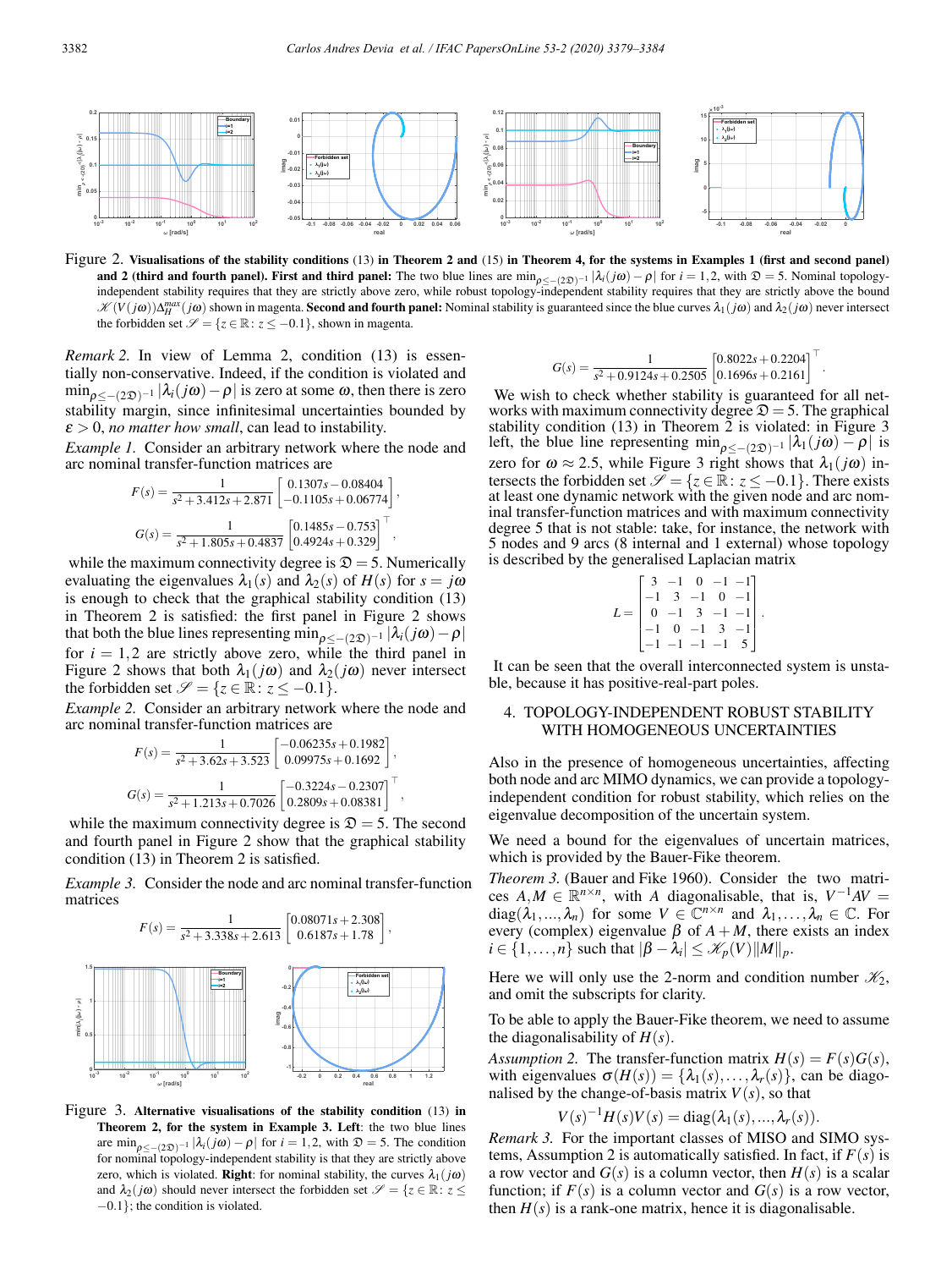Figure 2. **Visualisations of the stability conditions** (13) **in Theorem 2 and** (15) **in Theorem 4, for the systems in Examples 1 (first and second panel) and 2 (third and fourth panel). First and third panel:** The two blue lines are $\min_{\rho\leq-(2\mathfrak{D})^{-1}}|\lambda_i(j\omega)-\rho|$ for $i=1,2$, with $\mathfrak{D}=5$. Nominal topology-independent stability requires that they are strictly above zero, while robust topology-independent stability requires that they are strictly above the bound $\mathscr{K}(V(j\omega))\Delta_H^{max}(j\omega)$ shown in magenta. **Second and fourth panel:** Nominal stability is guaranteed since the blue curves $\lambda_1(j\omega)$ and $\lambda_2(j\omega)$ never intersect the forbidden set $\mathscr{S}=\{z\in\mathbb{R}: z\leq-0.1\}$, shown in magenta.

*Remark 2.* In view of Lemma 2, condition (13) is essentially non-conservative. Indeed, if the condition is violated and $\min_{\rho\leq-(2\mathfrak{D})^{-1}}|\lambda_i(j\omega)-\rho|$ is zero at some $\omega$, then there is zero stability margin, since infinitesimal uncertainties bounded by $\varepsilon>0$, *no matter how small*, can lead to instability.

*Example 1.* Consider an arbitrary network where the node and arc nominal transfer-function matrices are

$$F(s)=\frac{1}{s^2+3.412s+2.871}\begin{bmatrix}0.1307s-0.08404\\-0.1105s+0.06774\end{bmatrix},$$

$$G(s)=\frac{1}{s^2+1.805s+0.4837}\begin{bmatrix}0.1485s-0.753\\0.4924s+0.329\end{bmatrix}^\top,$$

while the maximum connectivity degree is $\mathfrak{D}=5$. Numerically evaluating the eigenvalues $\lambda_1(s)$ and $\lambda_2(s)$ of $H(s)$ for $s=j\omega$ is enough to check that the graphical stability condition (13) in Theorem 2 is satisfied: the first panel in Figure 2 shows that both the blue lines representing $\min_{\rho\leq-(2\mathfrak{D})^{-1}}|\lambda_i(j\omega)-\rho|$ for $i=1,2$ are strictly above zero, while the third panel in Figure 2 shows that both $\lambda_1(j\omega)$ and $\lambda_2(j\omega)$ never intersect the forbidden set $\mathscr{S}=\{z\in\mathbb{R}: z\leq-0.1\}$.

*Example 2.* Consider an arbitrary network where the node and arc nominal transfer-function matrices are

$$F(s)=\frac{1}{s^2+3.62s+3.523}\begin{bmatrix}-0.06235s+0.1982\\0.09975s+0.1692\end{bmatrix},$$

$$G(s)=\frac{1}{s^2+1.213s+0.7026}\begin{bmatrix}-0.3224s-0.2307\\0.2809s+0.08381\end{bmatrix}^\top,$$

while the maximum connectivity degree is $\mathfrak{D}=5$. The second and fourth panel in Figure 2 show that the graphical stability condition (13) in Theorem 2 is satisfied.

*Example 3.* Consider the node and arc nominal transfer-function matrices

$$F(s)=\frac{1}{s^2+3.338s+2.613}\begin{bmatrix}0.08071s+2.308\\0.6187s+1.78\end{bmatrix},$$

Figure 3. **Alternative visualisations of the stability condition** (13) **in Theorem 2, for the system in Example 3. Left**: the two blue lines are $\min_{\rho\leq-(2\mathfrak{D})^{-1}}|\lambda_i(j\omega)-\rho|$ for $i=1,2$, with $\mathfrak{D}=5$. The condition for nominal topology-independent stability is that they are strictly above zero, which is violated. **Right**: for nominal stability, the curves $\lambda_1(j\omega)$ and $\lambda_2(j\omega)$ should never intersect the forbidden set $\mathscr{S}=\{z\in\mathbb{R}: z\leq-0.1\}$; the condition is violated.

$$G(s)=\frac{1}{s^2+0.9124s+0.2505}\begin{bmatrix}0.8022s+0.2204\\0.1696s+0.2161\end{bmatrix}^\top.$$

We wish to check whether stability is guaranteed for all networks with maximum connectivity degree $\mathfrak{D}=5$. The graphical stability condition (13) in Theorem 2 is violated: in Figure 3 left, the blue line representing $\min_{\rho\leq-(2\mathfrak{D})^{-1}}|\lambda_1(j\omega)-\rho|$ is zero for $\omega\approx2.5$, while Figure 3 right shows that $\lambda_1(j\omega)$ intersects the forbidden set $\mathscr{S}=\{z\in\mathbb{R}: z\leq-0.1\}$. There exists at least one dynamic network with the given node and arc nominal transfer-function matrices and with maximum connectivity degree 5 that is not stable: take, for instance, the network with 5 nodes and 9 arcs (8 internal and 1 external) whose topology is described by the generalised Laplacian matrix

$$L=\begin{bmatrix}3&-1&0&-1&-1\\-1&3&-1&0&-1\\0&-1&3&-1&-1\\-1&0&-1&3&-1\\-1&-1&-1&-1&5\end{bmatrix}.$$

It can be seen that the overall interconnected system is unstable, because it has positive-real-part poles.

## 4. TOPOLOGY-INDEPENDENT ROBUST STABILITY WITH HOMOGENEOUS UNCERTAINTIES

Also in the presence of homogeneous uncertainties, affecting both node and arc MIMO dynamics, we can provide a topology-independent condition for robust stability, which relies on the eigenvalue decomposition of the uncertain system.

We need a bound for the eigenvalues of uncertain matrices, which is provided by the Bauer-Fike theorem.

*Theorem 3.* (Bauer and Fike 1960). Consider the two matrices $A,M\in\mathbb{R}^{n\times n}$, with $A$ diagonalisable, that is, $V^{-1}AV=\mathrm{diag}(\lambda_1,...,\lambda_n)$ for some $V\in\mathbb{C}^{n\times n}$ and $\lambda_1,\ldots,\lambda_n\in\mathbb{C}$. For every (complex) eigenvalue $\beta$ of $A+M$, there exists an index $i\in\{1,\ldots,n\}$ such that $|\beta-\lambda_i|\leq\mathscr{K}_p(V)\|M\|_p$.

Here we will only use the 2-norm and condition number $\mathscr{K}_2$, and omit the subscripts for clarity.

To be able to apply the Bauer-Fike theorem, we need to assume the diagonalisability of $H(s)$.

*Assumption 2.* The transfer-function matrix $H(s)=F(s)G(s)$, with eigenvalues $\sigma(H(s))=\{\lambda_1(s),\ldots,\lambda_r(s)\}$, can be diagonalised by the change-of-basis matrix $V(s)$, so that

$$V(s)^{-1}H(s)V(s)=\mathrm{diag}(\lambda_1(s),...,\lambda_r(s)).$$

*Remark 3.* For the important classes of MISO and SIMO systems, Assumption 2 is automatically satisfied. In fact, if $F(s)$ is a row vector and $G(s)$ is a column vector, then $H(s)$ is a scalar function; if $F(s)$ is a column vector and $G(s)$ is a row vector, then $H(s)$ is a rank-one matrix, hence it is diagonalisable.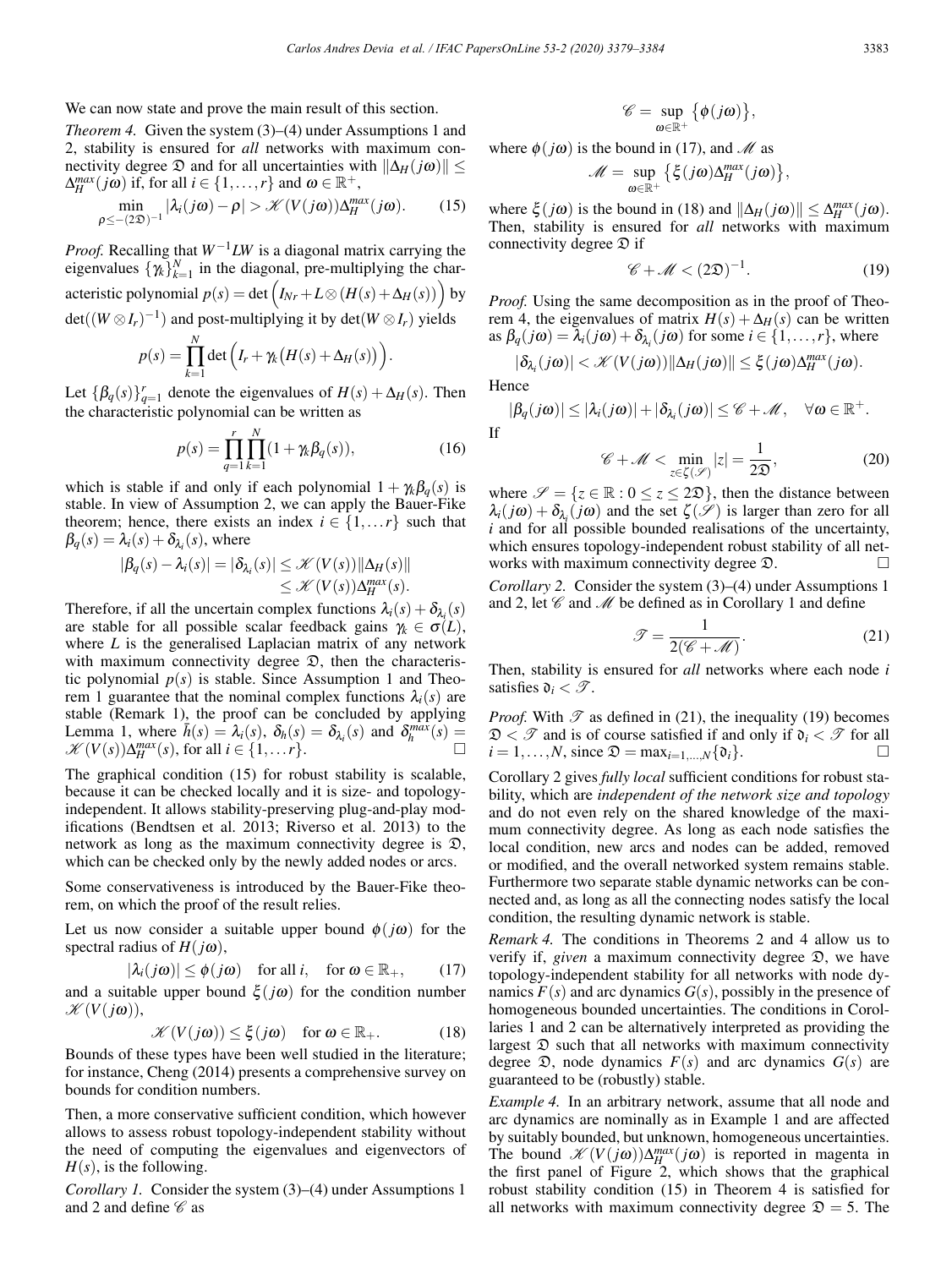We can now state and prove the main result of this section.

*Theorem 4.* Given the system (3)–(4) under Assumptions 1 and 2, stability is ensured for *all* networks with maximum connectivity degree $\mathfrak{D}$ and for all uncertainties with $\|\Delta_H(j\omega)\| \leq \Delta_H^{max}(j\omega)$ if, for all $i \in \{1,\ldots,r\}$ and $\omega \in \mathbb{R}^+$,

$$\min_{\rho \leq -(2\mathfrak{D})^{-1}} |\lambda_i(j\omega) - \rho| > \mathscr{K}(V(j\omega))\Delta_H^{max}(j\omega). \tag{15}$$

*Proof.* Recalling that $W^{-1}LW$ is a diagonal matrix carrying the eigenvalues $\{\gamma_k\}_{k=1}^N$ in the diagonal, pre-multiplying the characteristic polynomial $p(s) = \det\left(I_{Nr} + L \otimes (H(s) + \Delta_H(s))\right)$ by $\det((W \otimes I_r)^{-1})$ and post-multiplying it by $\det(W \otimes I_r)$ yields

$$p(s) = \prod_{k=1}^N \det\left(I_r + \gamma_k\left(H(s) + \Delta_H(s)\right)\right).$$

Let $\{\beta_q(s)\}_{q=1}^r$ denote the eigenvalues of $H(s) + \Delta_H(s)$. Then the characteristic polynomial can be written as

$$p(s) = \prod_{q=1}^r \prod_{k=1}^N (1 + \gamma_k \beta_q(s)), \tag{16}$$

which is stable if and only if each polynomial $1 + \gamma_k\beta_q(s)$ is stable. In view of Assumption 2, we can apply the Bauer-Fike theorem; hence, there exists an index $i \in \{1,\ldots r\}$ such that $\beta_q(s) = \lambda_i(s) + \delta_{\lambda_i}(s)$, where

$$\begin{aligned}|\beta_q(s) - \lambda_i(s)| = |\delta_{\lambda_i}(s)| &\leq \mathscr{K}(V(s))\|\Delta_H(s)\| \\ &\leq \mathscr{K}(V(s))\Delta_H^{max}(s).\end{aligned}$$

Therefore, if all the uncertain complex functions $\lambda_i(s) + \delta_{\lambda_i}(s)$ are stable for all possible scalar feedback gains $\gamma_k \in \sigma(L)$, where $L$ is the generalised Laplacian matrix of any network with maximum connectivity degree $\mathfrak{D}$, then the characteristic polynomial $p(s)$ is stable. Since Assumption 1 and Theorem 1 guarantee that the nominal complex functions $\lambda_i(s)$ are stable (Remark 1), the proof can be concluded by applying Lemma 1, where $\bar{h}(s) = \lambda_i(s)$, $\delta_h(s) = \delta_{\lambda_i}(s)$ and $\delta_h^{max}(s) = \mathscr{K}(V(s))\Delta_H^{max}(s)$, for all $i \in \{1,\ldots r\}$. □

The graphical condition (15) for robust stability is scalable, because it can be checked locally and it is size- and topology-independent. It allows stability-preserving plug-and-play modifications (Bendtsen et al. 2013; Riverso et al. 2013) to the network as long as the maximum connectivity degree is $\mathfrak{D}$, which can be checked only by the newly added nodes or arcs.

Some conservativeness is introduced by the Bauer-Fike theorem, on which the proof of the result relies.

Let us now consider a suitable upper bound $\phi(j\omega)$ for the spectral radius of $H(j\omega)$,

$$|\lambda_i(j\omega)| \leq \phi(j\omega) \quad \text{for all } i, \quad \text{for } \omega \in \mathbb{R}_+, \tag{17}$$

and a suitable upper bound $\xi(j\omega)$ for the condition number $\mathscr{K}(V(j\omega))$,

$$\mathscr{K}(V(j\omega)) \leq \xi(j\omega) \quad \text{for } \omega \in \mathbb{R}_+. \tag{18}$$

Bounds of these types have been well studied in the literature; for instance, Cheng (2014) presents a comprehensive survey on bounds for condition numbers.

Then, a more conservative sufficient condition, which however allows to assess robust topology-independent stability without the need of computing the eigenvalues and eigenvectors of $H(s)$, is the following.

*Corollary 1.* Consider the system (3)–(4) under Assumptions 1 and 2 and define $\mathscr{C}$ as

$$\mathscr{C} = \sup_{\omega \in \mathbb{R}^+} \left\{\phi(j\omega)\right\},$$

where $\phi(j\omega)$ is the bound in (17), and $\mathscr{M}$ as

$$\mathscr{M} = \sup_{\omega \in \mathbb{R}^+} \left\{\xi(j\omega)\Delta_H^{max}(j\omega)\right\},$$

where $\xi(j\omega)$ is the bound in (18) and $\|\Delta_H(j\omega)\| \leq \Delta_H^{max}(j\omega)$. Then, stability is ensured for *all* networks with maximum connectivity degree $\mathfrak{D}$ if

$$\mathscr{C} + \mathscr{M} < (2\mathfrak{D})^{-1}. \tag{19}$$

*Proof.* Using the same decomposition as in the proof of Theorem 4, the eigenvalues of matrix $H(s) + \Delta_H(s)$ can be written as $\beta_q(j\omega) = \lambda_i(j\omega) + \delta_{\lambda_i}(j\omega)$ for some $i \in \{1,\ldots,r\}$, where

$$|\delta_{\lambda_i}(j\omega)| < \mathscr{K}(V(j\omega))\|\Delta_H(j\omega)\| \leq \xi(j\omega)\Delta_H^{max}(j\omega).$$

Hence

$$|\beta_q(j\omega)| \leq |\lambda_i(j\omega)| + |\delta_{\lambda_i}(j\omega)| \leq \mathscr{C} + \mathscr{M}, \quad \forall \omega \in \mathbb{R}^+.$$

If

$$\mathscr{C} + \mathscr{M} < \min_{z \in \zeta(\mathscr{S})} |z| = \frac{1}{2\mathfrak{D}}, \tag{20}$$

where $\mathscr{S} = \{z \in \mathbb{R} : 0 \leq z \leq 2\mathfrak{D}\}$, then the distance between $\lambda_i(j\omega) + \delta_{\lambda_i}(j\omega)$ and the set $\zeta(\mathscr{S})$ is larger than zero for all $i$ and for all possible bounded realisations of the uncertainty, which ensures topology-independent robust stability of all networks with maximum connectivity degree $\mathfrak{D}$. □

*Corollary 2.* Consider the system (3)–(4) under Assumptions 1 and 2, let $\mathscr{C}$ and $\mathscr{M}$ be defined as in Corollary 1 and define

$$\mathscr{T} = \frac{1}{2(\mathscr{C} + \mathscr{M})}. \tag{21}$$

Then, stability is ensured for *all* networks where each node $i$ satisfies $\mathfrak{d}_i < \mathscr{T}$.

*Proof.* With $\mathscr{T}$ as defined in (21), the inequality (19) becomes $\mathfrak{D} < \mathscr{T}$ and is of course satisfied if and only if $\mathfrak{d}_i < \mathscr{T}$ for all $i = 1,\ldots,N$, since $\mathfrak{D} = \max_{i=1,\ldots,N}\{\mathfrak{d}_i\}$. □

Corollary 2 gives *fully local* sufficient conditions for robust stability, which are *independent of the network size and topology* and do not even rely on the shared knowledge of the maximum connectivity degree. As long as each node satisfies the local condition, new arcs and nodes can be added, removed or modified, and the overall networked system remains stable. Furthermore two separate stable dynamic networks can be connected and, as long as all the connecting nodes satisfy the local condition, the resulting dynamic network is stable.

*Remark 4.* The conditions in Theorems 2 and 4 allow us to verify if, *given* a maximum connectivity degree $\mathfrak{D}$, we have topology-independent stability for all networks with node dynamics $F(s)$ and arc dynamics $G(s)$, possibly in the presence of homogeneous bounded uncertainties. The conditions in Corollaries 1 and 2 can be alternatively interpreted as providing the largest $\mathfrak{D}$ such that all networks with maximum connectivity degree $\mathfrak{D}$, node dynamics $F(s)$ and arc dynamics $G(s)$ are guaranteed to be (robustly) stable.

*Example 4.* In an arbitrary network, assume that all node and arc dynamics are nominally as in Example 1 and are affected by suitably bounded, but unknown, homogeneous uncertainties. The bound $\mathscr{K}(V(j\omega))\Delta_H^{max}(j\omega)$ is reported in magenta in the first panel of Figure 2, which shows that the graphical robust stability condition (15) in Theorem 4 is satisfied for all networks with maximum connectivity degree $\mathfrak{D} = 5$. The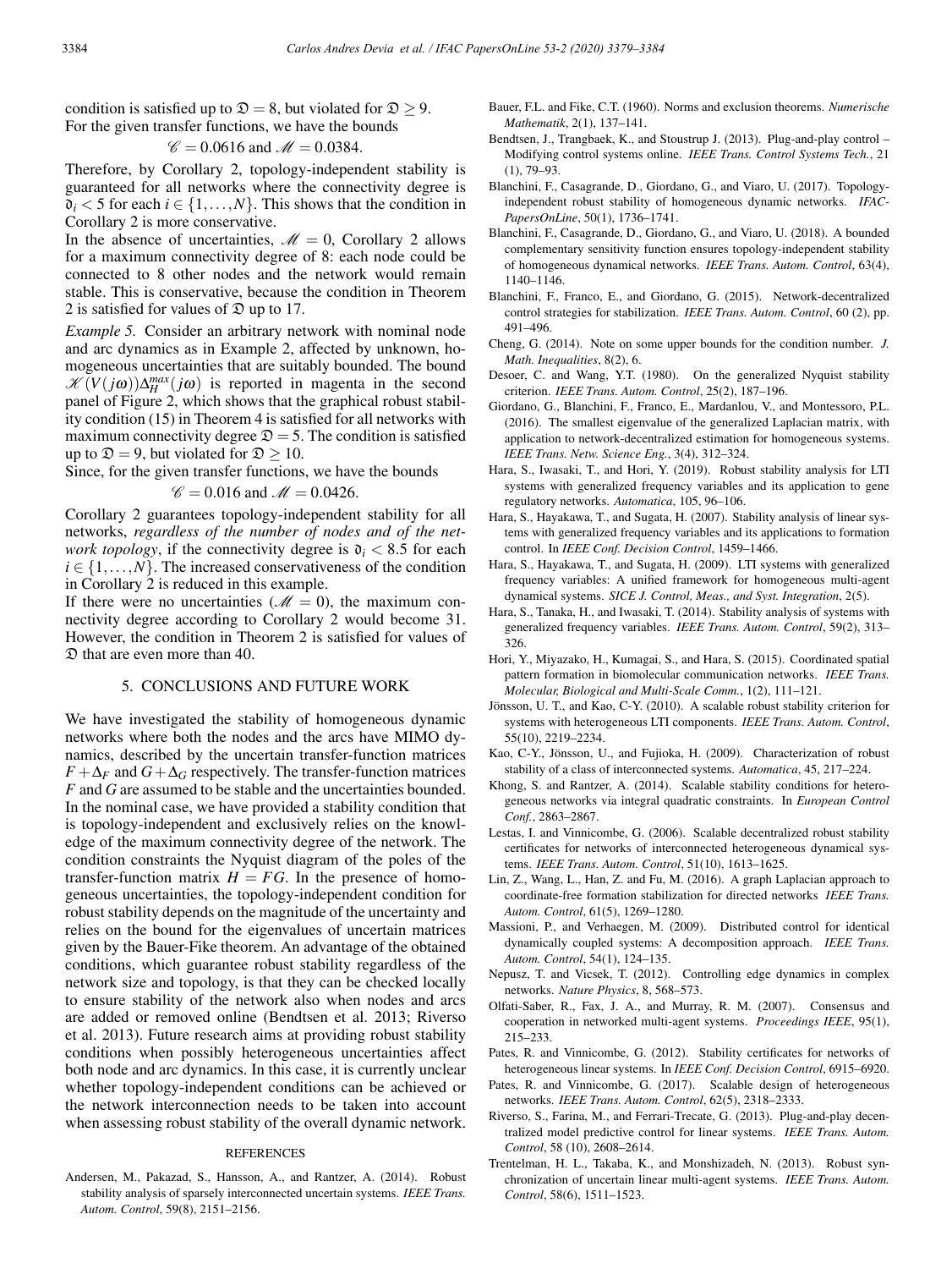condition is satisfied up to $\mathfrak{D} = 8$, but violated for $\mathfrak{D} \geq 9$.
For the given transfer functions, we have the bounds

$$\mathscr{C} = 0.0616 \text{ and } \mathscr{M} = 0.0384.$$

Therefore, by Corollary 2, topology-independent stability is guaranteed for all networks where the connectivity degree is $\mathfrak{d}_i < 5$ for each $i \in \{1,\ldots,N\}$. This shows that the condition in Corollary 2 is more conservative.

In the absence of uncertainties, $\mathscr{M} = 0$, Corollary 2 allows for a maximum connectivity degree of 8: each node could be connected to 8 other nodes and the network would remain stable. This is conservative, because the condition in Theorem 2 is satisfied for values of $\mathfrak{D}$ up to 17.

*Example 5.* Consider an arbitrary network with nominal node and arc dynamics as in Example 2, affected by unknown, homogeneous uncertainties that are suitably bounded. The bound $\mathscr{K}(V(j\omega))\Delta_H^{max}(j\omega)$ is reported in magenta in the second panel of Figure 2, which shows that the graphical robust stability condition (15) in Theorem 4 is satisfied for all networks with maximum connectivity degree $\mathfrak{D} = 5$. The condition is satisfied up to $\mathfrak{D} = 9$, but violated for $\mathfrak{D} \geq 10$.

Since, for the given transfer functions, we have the bounds

$$\mathscr{C} = 0.016 \text{ and } \mathscr{M} = 0.0426.$$

Corollary 2 guarantees topology-independent stability for all networks, *regardless of the number of nodes and of the network topology*, if the connectivity degree is $\mathfrak{d}_i < 8.5$ for each $i \in \{1,\ldots,N\}$. The increased conservativeness of the condition in Corollary 2 is reduced in this example.

If there were no uncertainties ($\mathscr{M} = 0$), the maximum connectivity degree according to Corollary 2 would become 31. However, the condition in Theorem 2 is satisfied for values of $\mathfrak{D}$ that are even more than 40.

## 5. CONCLUSIONS AND FUTURE WORK

We have investigated the stability of homogeneous dynamic networks where both the nodes and the arcs have MIMO dynamics, described by the uncertain transfer-function matrices $F + \Delta_F$ and $G + \Delta_G$ respectively. The transfer-function matrices $F$ and $G$ are assumed to be stable and the uncertainties bounded. In the nominal case, we have provided a stability condition that is topology-independent and exclusively relies on the knowledge of the maximum connectivity degree of the network. The condition constraints the Nyquist diagram of the poles of the transfer-function matrix $H = FG$. In the presence of homogeneous uncertainties, the topology-independent condition for robust stability depends on the magnitude of the uncertainty and relies on the bound for the eigenvalues of uncertain matrices given by the Bauer-Fike theorem. An advantage of the obtained conditions, which guarantee robust stability regardless of the network size and topology, is that they can be checked locally to ensure stability of the network also when nodes and arcs are added or removed online (Bendtsen et al. 2013; Riverso et al. 2013). Future research aims at providing robust stability conditions when possibly heterogeneous uncertainties affect both node and arc dynamics. In this case, it is currently unclear whether topology-independent conditions can be achieved or the network interconnection needs to be taken into account when assessing robust stability of the overall dynamic network.

## REFERENCES

Andersen, M., Pakazad, S., Hansson, A., and Rantzer, A. (2014). Robust stability analysis of sparsely interconnected uncertain systems. *IEEE Trans. Autom. Control*, 59(8), 2151–2156.

Bauer, F.L. and Fike, C.T. (1960). Norms and exclusion theorems. *Numerische Mathematik*, 2(1), 137–141.

Bendtsen, J., Trangbaek, K., and Stoustrup J. (2013). Plug-and-play control – Modifying control systems online. *IEEE Trans. Control Systems Tech.*, 21 (1), 79–93.

Blanchini, F., Casagrande, D., Giordano, G., and Viaro, U. (2017). Topology-independent robust stability of homogeneous dynamic networks. *IFAC-PapersOnLine*, 50(1), 1736–1741.

Blanchini, F., Casagrande, D., Giordano, G., and Viaro, U. (2018). A bounded complementary sensitivity function ensures topology-independent stability of homogeneous dynamical networks. *IEEE Trans. Autom. Control*, 63(4), 1140–1146.

Blanchini, F., Franco, E., and Giordano, G. (2015). Network-decentralized control strategies for stabilization. *IEEE Trans. Autom. Control*, 60 (2), pp. 491–496.

Cheng, G. (2014). Note on some upper bounds for the condition number. *J. Math. Inequalities*, 8(2), 6.

Desoer, C. and Wang, Y.T. (1980). On the generalized Nyquist stability criterion. *IEEE Trans. Autom. Control*, 25(2), 187–196.

Giordano, G., Blanchini, F., Franco, E., Mardanlou, V., and Montessoro, P.L. (2016). The smallest eigenvalue of the generalized Laplacian matrix, with application to network-decentralized estimation for homogeneous systems. *IEEE Trans. Netw. Science Eng.*, 3(4), 312–324.

Hara, S., Iwasaki, T., and Hori, Y. (2019). Robust stability analysis for LTI systems with generalized frequency variables and its application to gene regulatory networks. *Automatica*, 105, 96–106.

Hara, S., Hayakawa, T., and Sugata, H. (2007). Stability analysis of linear systems with generalized frequency variables and its applications to formation control. In *IEEE Conf. Decision Control*, 1459–1466.

Hara, S., Hayakawa, T., and Sugata, H. (2009). LTI systems with generalized frequency variables: A unified framework for homogeneous multi-agent dynamical systems. *SICE J. Control, Meas., and Syst. Integration*, 2(5).

Hara, S., Tanaka, H., and Iwasaki, T. (2014). Stability analysis of systems with generalized frequency variables. *IEEE Trans. Autom. Control*, 59(2), 313–326.

Hori, Y., Miyazako, H., Kumagai, S., and Hara, S. (2015). Coordinated spatial pattern formation in biomolecular communication networks. *IEEE Trans. Molecular, Biological and Multi-Scale Comm.*, 1(2), 111–121.

Jönsson, U. T., and Kao, C-Y. (2010). A scalable robust stability criterion for systems with heterogeneous LTI components. *IEEE Trans. Autom. Control*, 55(10), 2219–2234.

Kao, C-Y., Jönsson, U., and Fujioka, H. (2009). Characterization of robust stability of a class of interconnected systems. *Automatica*, 45, 217–224.

Khong, S. and Rantzer, A. (2014). Scalable stability conditions for heterogeneous networks via integral quadratic constraints. In *European Control Conf.*, 2863–2867.

Lestas, I. and Vinnicombe, G. (2006). Scalable decentralized robust stability certificates for networks of interconnected heterogeneous dynamical systems. *IEEE Trans. Autom. Control*, 51(10), 1613–1625.

Lin, Z., Wang, L., Han, Z. and Fu, M. (2016). A graph Laplacian approach to coordinate-free formation stabilization for directed networks *IEEE Trans. Autom. Control*, 61(5), 1269–1280.

Massioni, P., and Verhaegen, M. (2009). Distributed control for identical dynamically coupled systems: A decomposition approach. *IEEE Trans. Autom. Control*, 54(1), 124–135.

Nepusz, T. and Vicsek, T. (2012). Controlling edge dynamics in complex networks. *Nature Physics*, 8, 568–573.

Olfati-Saber, R., Fax, J. A., and Murray, R. M. (2007). Consensus and cooperation in networked multi-agent systems. *Proceedings IEEE*, 95(1), 215–233.

Pates, R. and Vinnicombe, G. (2012). Stability certificates for networks of heterogeneous linear systems. In *IEEE Conf. Decision Control*, 6915–6920.

Pates, R. and Vinnicombe, G. (2017). Scalable design of heterogeneous networks. *IEEE Trans. Autom. Control*, 62(5), 2318–2333.

Riverso, S., Farina, M., and Ferrari-Trecate, G. (2013). Plug-and-play decentralized model predictive control for linear systems. *IEEE Trans. Autom. Control*, 58 (10), 2608–2614.

Trentelman, H. L., Takaba, K., and Monshizadeh, N. (2013). Robust synchronization of uncertain linear multi-agent systems. *IEEE Trans. Autom. Control*, 58(6), 1511–1523.